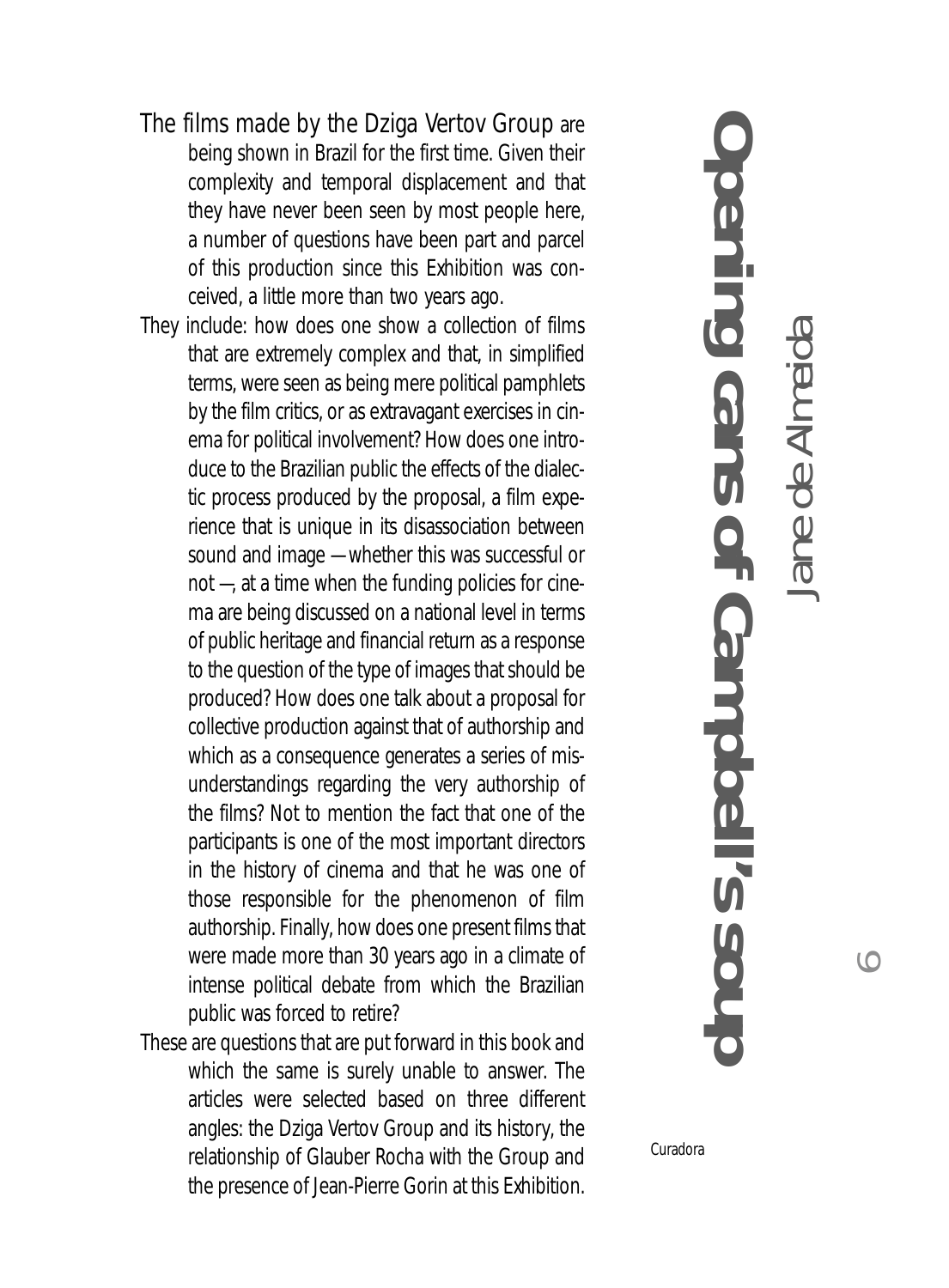# Opening cans of Campbell's soup

## Jane de Almeida

Curadora

The films made by the Dziga Vertov Group are being shown in Brazil for the first time. Given their complexity and temporal displacement and that they have never been seen by most people here, a number of questions have been part and parcel of this production since this Exhibition was conceived, a little more than two years ago.

They include: how does one show a collection of films that are extremely complex and that, in simplified terms, were seen as being mere political pamphlets by the film critics, or as extravagant exercises in cinema for political involvement? How does one introduce to the Brazilian public the effects of the dialectic process produced by the proposal, a film experience that is unique in its disassociation between sound and image —whether this was successful or not—, at a time when the funding policies for cinema are being discussed on a national level in terms of public heritage and financial return as a response to the question of the type of images that should be produced? How does one talk about a proposal for collective production against that of authorship and which as a consequence generates a series of misunderstandings regarding the very authorship of the films? Not to mention the fact that one of the participants is one of the most important directors in the history of cinema and that he was one of those responsible for the phenomenon of film authorship. Finally, how does one present films that were made more than 30 years ago in a climate of intense political debate from which the Brazilian public was forced to retire?

These are questions that are put forward in this book and which the same is surely unable to answer. The articles were selected based on three different angles: the Dziga Vertov Group and its history, the relationship of Glauber Rocha with the Group and the presence of Jean-Pierre Gorin at this Exhibition.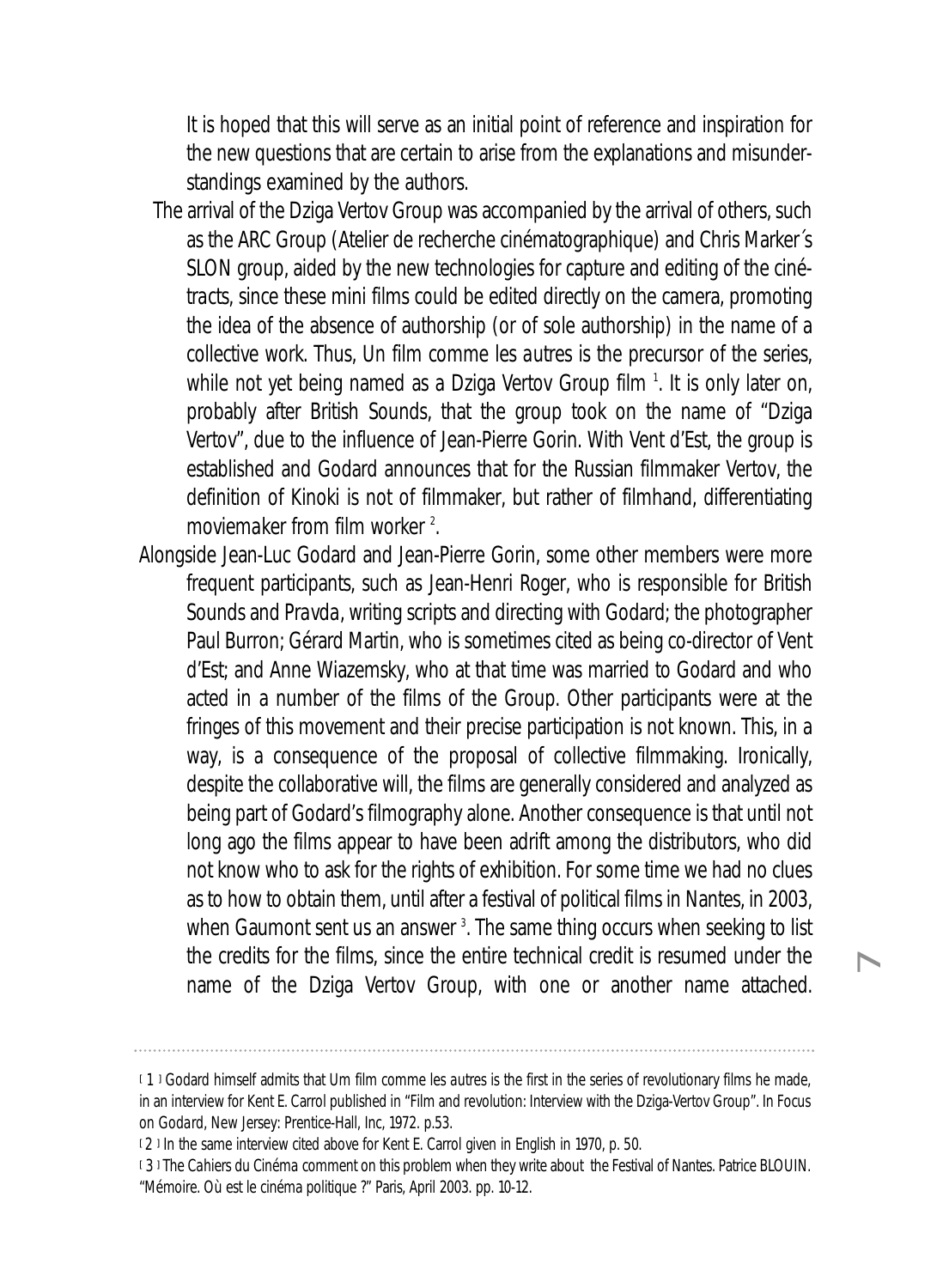It is hoped that this will serve as an initial point of reference and inspiration for the new questions that are certain to arise from the explanations and misunderstandings examined by the authors.

The arrival of the Dziga Vertov Group was accompanied by the arrival of others, such as the ARC Group (Atelier de recherche cinématographique) and Chris Marker´s SLON group, aided by the new technologies for capture and editing of the *ciné-tracts*, since these mini films could be edited directly on the camera, promoting the idea of the absence of authorship (or of sole authorship) in the name of a collective work. Thus, *Un film comme les autres* is the precursor of the series, while not yet being named as a Dziga Vertov Group film [1]. It is only later on, probably after British Sounds, that the group took on the name of "Dziga Vertov", due to the influence of Jean-Pierre Gorin. With Vent d'Est, the group is established and Godard announces that for the Russian filmmaker Vertov, the definition of Kinoki is not of filmmaker, but rather of filmhand, differentiating moviemaker from film worker [2].

Alongside Jean-Luc Godard and Jean-Pierre Gorin, some other members were more frequent participants, such as Jean-Henri Roger, who is responsible for British Sounds and *Pravda*, writing scripts and directing with Godard; the photographer Paul Burron; Gérard Martin, who is sometimes cited as being co-director of Vent d'Est; and Anne Wiazemsky, who at that time was married to Godard and who acted in a number of the films of the Group. Other participants were at the fringes of this movement and their precise participation is not known. This, in a way, is a consequence of the proposal of collective filmmaking. Ironically, despite the collaborative will, the films are generally considered and analyzed as being part of Godard's filmography alone. Another consequence is that until not long ago the films appear to have been adrift among the distributors, who did not know who to ask for the rights of exhibition. For some time we had no clues as to how to obtain them, until after a festival of political films in Nantes, in 2003, when Gaumont sent us an answer [3]. The same thing occurs when seeking to list the credits for the films, since the entire technical credit is resumed under the name of the Dziga Vertov Group, with one or another name attached.

---

[1] Godard himself admits that *Um film comme les autres* is the first in the series of revolutionary films he made, in an interview for Kent E. Carrol published in "Film and revolution: Interview with the Dziga-Vertov Group". In *Focus on Godard*, New Jersey: Prentice-Hall, Inc, 1972. p.53.

[2] In the same interview cited above for Kent E. Carrol given in English in 1970, p. 50.

[3] The *Cahiers du Cinéma* comment on this problem when they write about the Festival of Nantes. Patrice BLOUIN. "Mémoire. Où est le cinéma politique ?" Paris, April 2003. pp. 10-12.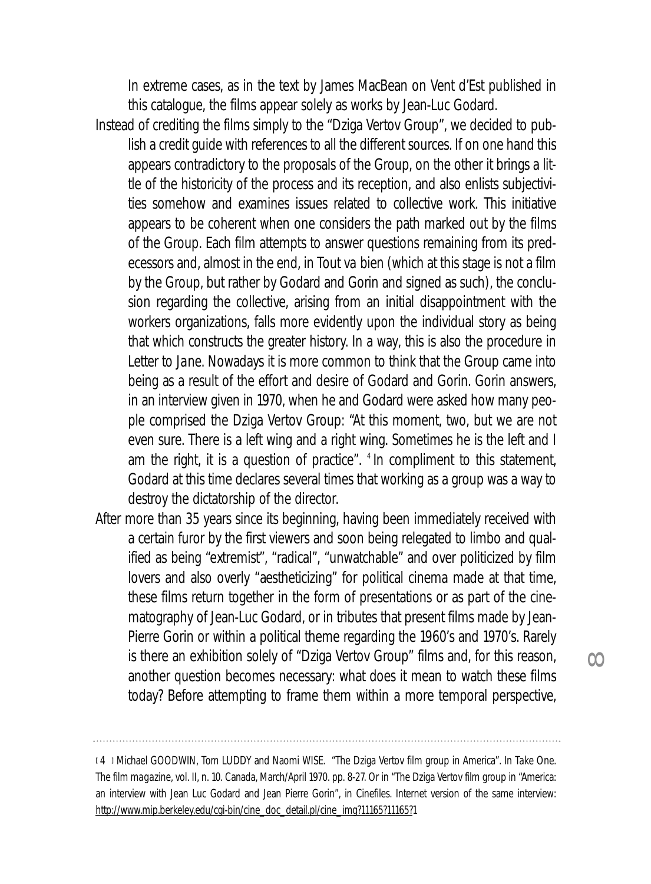In extreme cases, as in the text by James MacBean on *Vent d'Est* published in this catalogue, the films appear solely as works by Jean-Luc Godard.

Instead of crediting the films simply to the "Dziga Vertov Group", we decided to publish a credit guide with references to all the different sources. If on one hand this appears contradictory to the proposals of the Group, on the other it brings a little of the historicity of the process and its reception, and also enlists subjectivities somehow and examines issues related to collective work. This initiative appears to be coherent when one considers the path marked out by the films of the Group. Each film attempts to answer questions remaining from its predecessors and, almost in the end, in *Tout va bien* (which at this stage is not a film by the Group, but rather by Godard and Gorin and signed as such), the conclusion regarding the collective, arising from an initial disappointment with the workers organizations, falls more evidently upon the individual story as being that which constructs the greater history. In a way, this is also the procedure in *Letter to Jane*. Nowadays it is more common to think that the Group came into being as a result of the effort and desire of Godard and Gorin. Gorin answers, in an interview given in 1970, when he and Godard were asked how many people comprised the Dziga Vertov Group: "At this moment, two, but we are not even sure. There is a left wing and a right wing. Sometimes he is the left and I am the right, it is a question of practice". [4] In compliment to this statement, Godard at this time declares several times that working as a group was a way to destroy the dictatorship of the director.

After more than 35 years since its beginning, having been immediately received with a certain furor by the first viewers and soon being relegated to limbo and qualified as being "extremist", "radical", "unwatchable" and over politicized by film lovers and also overly "aestheticizing" for political cinema made at that time, these films return together in the form of presentations or as part of the cinematography of Jean-Luc Godard, or in tributes that present films made by Jean-Pierre Gorin or within a political theme regarding the 1960's and 1970's. Rarely is there an exhibition solely of "Dziga Vertov Group" films and, for this reason, another question becomes necessary: what does it mean to watch these films today? Before attempting to frame them within a more temporal perspective,

---

[4] Michael GOODWIN, Tom LUDDY and Naomi WISE. "The Dziga Vertov film group in America". In *Take One. The film magazine*, vol. II, n. 10. Canada, March/April 1970. pp. 8-27. Or in "The Dziga Vertov film group in "America: an interview with Jean Luc Godard and Jean Pierre Gorin", in Cinefiles. Internet version of the same interview: http://www.mip.berkeley.edu/cgi-bin/cine_doc_detail.pl/cine_img?11165?11165?1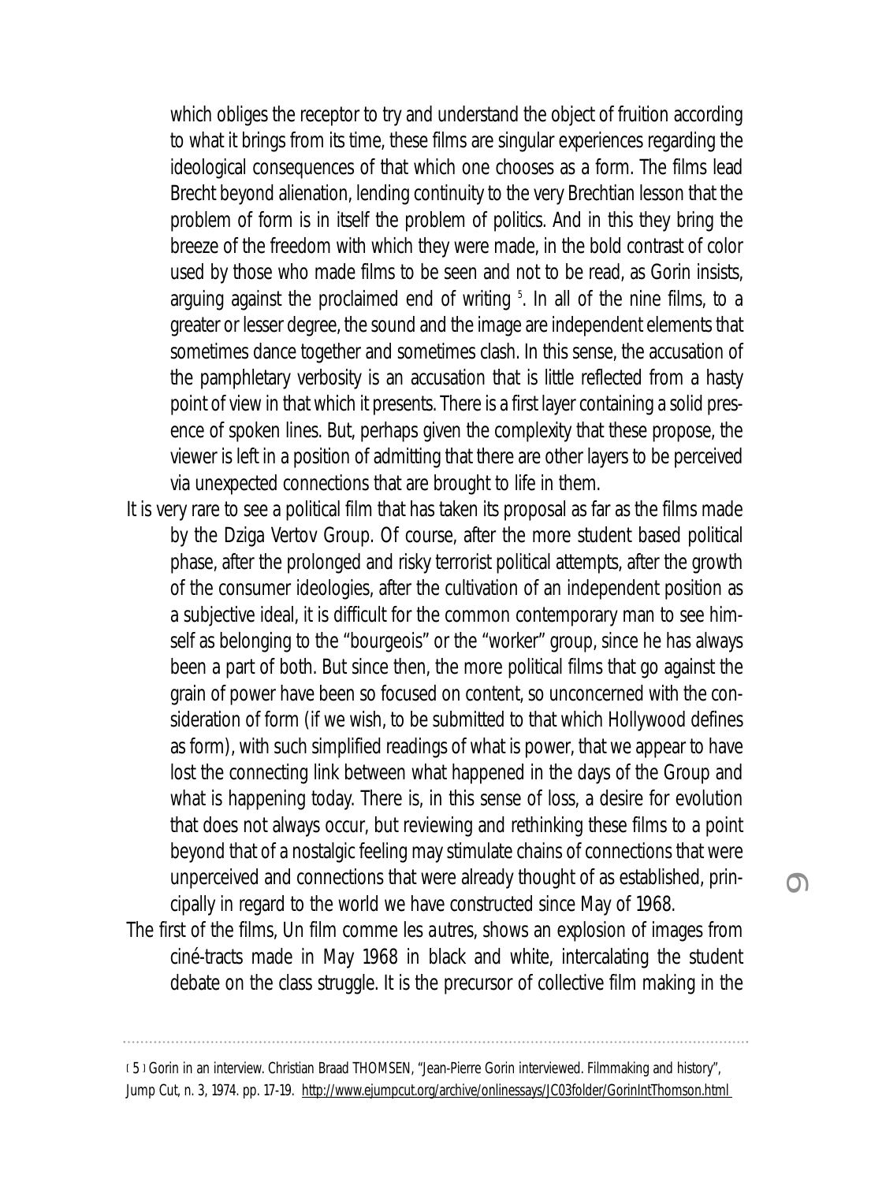which obliges the receptor to try and understand the object of fruition according to what it brings from its time, these films are singular experiences regarding the ideological consequences of that which one chooses as a form. The films lead Brecht beyond alienation, lending continuity to the very Brechtian lesson that the problem of form is in itself the problem of politics. And in this they bring the breeze of the freedom with which they were made, in the bold contrast of color used by those who made films to be seen and not to be read, as Gorin insists, arguing against the proclaimed end of writing [5]. In all of the nine films, to a greater or lesser degree, the sound and the image are independent elements that sometimes dance together and sometimes clash. In this sense, the accusation of the pamphletary verbosity is an accusation that is little reflected from a hasty point of view in that which it presents. There is a first layer containing a solid presence of spoken lines. But, perhaps given the complexity that these propose, the viewer is left in a position of admitting that there are other layers to be perceived via unexpected connections that are brought to life in them.

It is very rare to see a political film that has taken its proposal as far as the films made by the Dziga Vertov Group. Of course, after the more student based political phase, after the prolonged and risky terrorist political attempts, after the growth of the consumer ideologies, after the cultivation of an independent position as a subjective ideal, it is difficult for the common contemporary man to see himself as belonging to the "bourgeois" or the "worker" group, since he has always been a part of both. But since then, the more political films that go against the grain of power have been so focused on content, so unconcerned with the consideration of form (if we wish, to be submitted to that which Hollywood defines as form), with such simplified readings of what is power, that we appear to have lost the connecting link between what happened in the days of the Group and what is happening today. There is, in this sense of loss, a desire for evolution that does not always occur, but reviewing and rethinking these films to a point beyond that of a nostalgic feeling may stimulate chains of connections that were unperceived and connections that were already thought of as established, principally in regard to the world we have constructed since May of 1968.

The first of the films, *Un film comme les autres*, shows an explosion of images from ciné-tracts made in May 1968 in black and white, intercalating the student debate on the class struggle. It is the precursor of collective film making in the

[5] Gorin in an interview. Christian Braad THOMSEN, "Jean-Pierre Gorin interviewed. Filmmaking and history", Jump Cut, n. 3, 1974. pp. 17-19. http://www.ejumpcut.org/archive/onlinessays/JC03folder/GorinIntThomson.html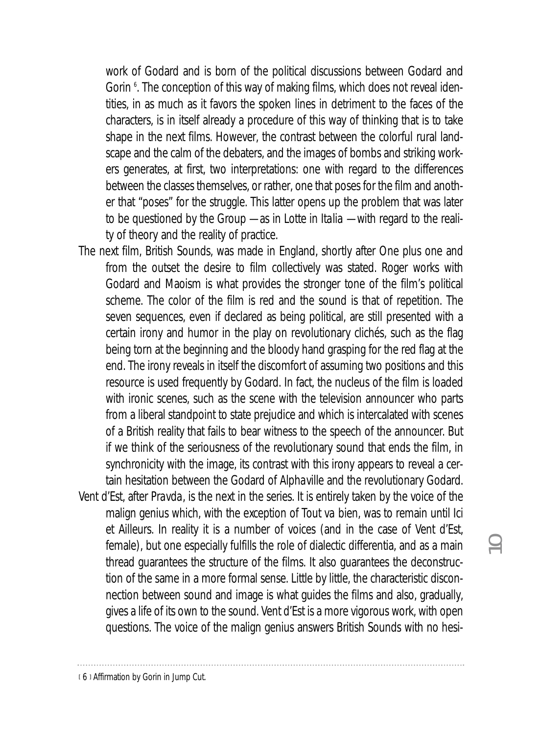work of Godard and is born of the political discussions between Godard and Gorin [6]. The conception of this way of making films, which does not reveal identities, in as much as it favors the spoken lines in detriment to the faces of the characters, is in itself already a procedure of this way of thinking that is to take shape in the next films. However, the contrast between the colorful rural landscape and the calm of the debaters, and the images of bombs and striking workers generates, at first, two interpretations: one with regard to the differences between the classes themselves, or rather, one that poses for the film and another that "poses" for the struggle. This latter opens up the problem that was later to be questioned by the Group —as in *Lotte in Italia* —with regard to the reality of theory and the reality of practice.

The next film, *British Sounds*, was made in England, shortly after *One plus one* and from the outset the desire to film collectively was stated. Roger works with Godard and Maoism is what provides the stronger tone of the film's political scheme. The color of the film is red and the sound is that of repetition. The seven sequences, even if declared as being political, are still presented with a certain irony and humor in the play on revolutionary clichés, such as the flag being torn at the beginning and the bloody hand grasping for the red flag at the end. The irony reveals in itself the discomfort of assuming two positions and this resource is used frequently by Godard. In fact, the nucleus of the film is loaded with ironic scenes, such as the scene with the television announcer who parts from a liberal standpoint to state prejudice and which is intercalated with scenes of a British reality that fails to bear witness to the speech of the announcer. But if we think of the seriousness of the revolutionary sound that ends the film, in synchronicity with the image, its contrast with this irony appears to reveal a certain hesitation between the Godard of *Alphaville* and the revolutionary Godard.

*Vent d'Est*, after *Pravda*, is the next in the series. It is entirely taken by the voice of the malign genius which, with the exception of *Tout va bien*, was to remain until *Ici et Ailleurs*. In reality it is a number of voices (and in the case of *Vent d'Est*, female), but one especially fulfills the role of dialectic differentia, and as a main thread guarantees the structure of the films. It also guarantees the deconstruction of the same in a more formal sense. Little by little, the characteristic disconnection between sound and image is what guides the films and also, gradually, gives a life of its own to the sound. *Vent d'Est* is a more vigorous work, with open questions. The voice of the malign genius answers *British Sounds* with no hesi-

[6] Affirmation by Gorin in *Jump Cut*.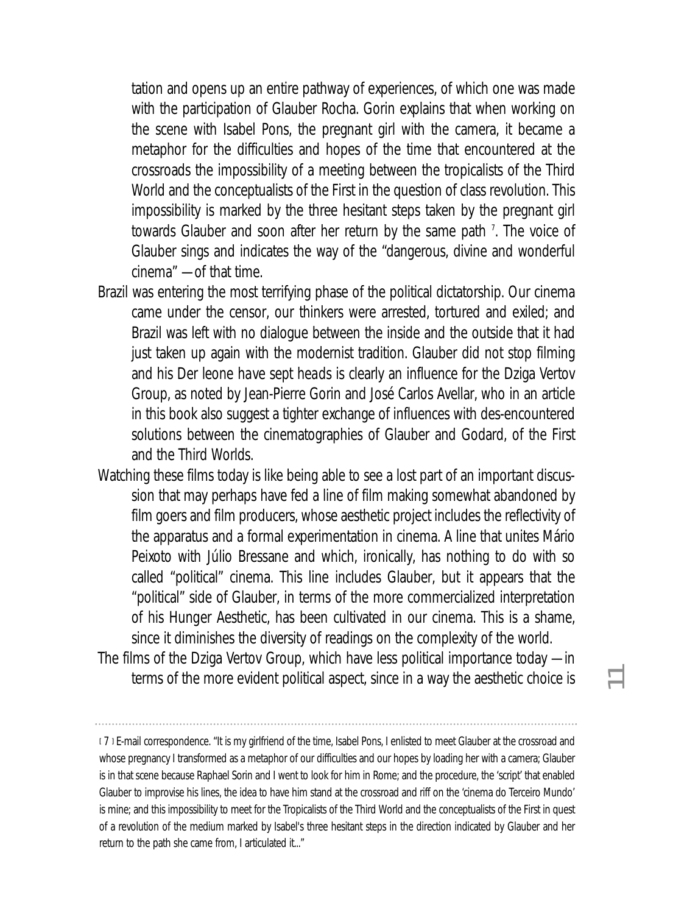tation and opens up an entire pathway of experiences, of which one was made with the participation of Glauber Rocha. Gorin explains that when working on the scene with Isabel Pons, the pregnant girl with the camera, it became a metaphor for the difficulties and hopes of the time that encountered at the crossroads the impossibility of a meeting between the tropicalists of the Third World and the conceptualists of the First in the question of class revolution. This impossibility is marked by the three hesitant steps taken by the pregnant girl towards Glauber and soon after her return by the same path [7]. The voice of Glauber sings and indicates the way of the "dangerous, divine and wonderful cinema" —of that time.

Brazil was entering the most terrifying phase of the political dictatorship. Our cinema came under the censor, our thinkers were arrested, tortured and exiled; and Brazil was left with no dialogue between the inside and the outside that it had just taken up again with the modernist tradition. Glauber did not stop filming and his *Der leone have sept heads* is clearly an influence for the Dziga Vertov Group, as noted by Jean-Pierre Gorin and José Carlos Avellar, who in an article in this book also suggest a tighter exchange of influences with des-encountered solutions between the cinematographies of Glauber and Godard, of the First and the Third Worlds.

Watching these films today is like being able to see a lost part of an important discussion that may perhaps have fed a line of film making somewhat abandoned by film goers and film producers, whose aesthetic project includes the reflectivity of the apparatus and a formal experimentation in cinema. A line that unites Mário Peixoto with Júlio Bressane and which, ironically, has nothing to do with so called "political" cinema. This line includes Glauber, but it appears that the "political" side of Glauber, in terms of the more commercialized interpretation of his Hunger Aesthetic, has been cultivated in our cinema. This is a shame, since it diminishes the diversity of readings on the complexity of the world.

The films of the Dziga Vertov Group, which have less political importance today —in terms of the more evident political aspect, since in a way the aesthetic choice is

---

[7] E-mail correspondence. "It is my girlfriend of the time, Isabel Pons, I enlisted to meet Glauber at the crossroad and whose pregnancy I transformed as a metaphor of our difficulties and our hopes by loading her with a camera; Glauber is in that scene because Raphael Sorin and I went to look for him in Rome; and the procedure, the 'script' that enabled Glauber to improvise his lines, the idea to have him stand at the crossroad and riff on the 'cinema do Terceiro Mundo' is mine; and this impossibility to meet for the Tropicalists of the Third World and the conceptualists of the First in quest of a revolution of the medium marked by Isabel's three hesitant steps in the direction indicated by Glauber and her return to the path she came from, I articulated it..."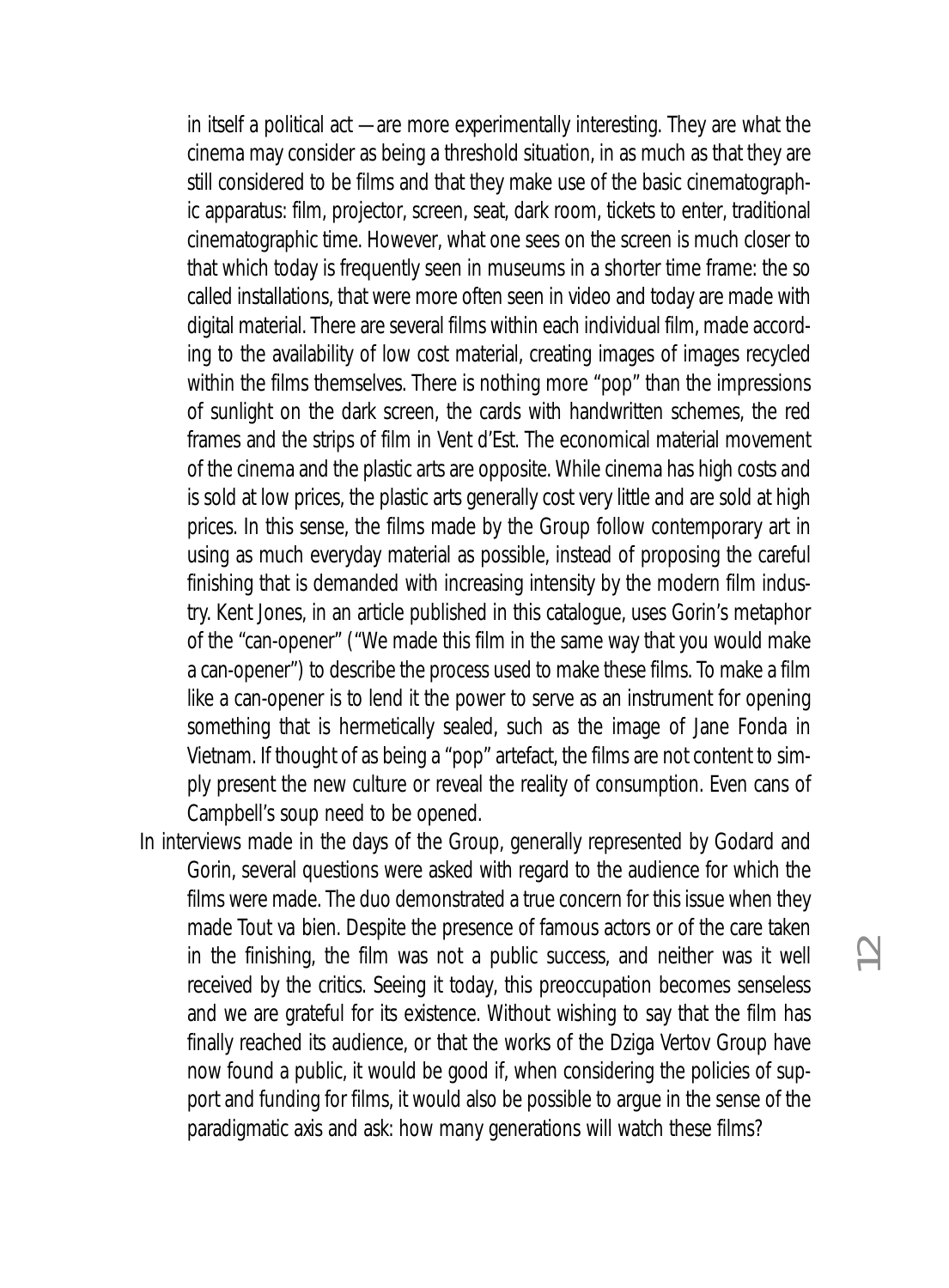in itself a political act —are more experimentally interesting. They are what the cinema may consider as being a threshold situation, in as much as that they are still considered to be films and that they make use of the basic cinematographic apparatus: film, projector, screen, seat, dark room, tickets to enter, traditional cinematographic time. However, what one sees on the screen is much closer to that which today is frequently seen in museums in a shorter time frame: the so called installations, that were more often seen in video and today are made with digital material. There are several films within each individual film, made according to the availability of low cost material, creating images of images recycled within the films themselves. There is nothing more "pop" than the impressions of sunlight on the dark screen, the cards with handwritten schemes, the red frames and the strips of film in Vent d'Est. The economical material movement of the cinema and the plastic arts are opposite. While cinema has high costs and is sold at low prices, the plastic arts generally cost very little and are sold at high prices. In this sense, the films made by the Group follow contemporary art in using as much everyday material as possible, instead of proposing the careful finishing that is demanded with increasing intensity by the modern film industry. Kent Jones, in an article published in this catalogue, uses Gorin's metaphor of the "can-opener" ("We made this film in the same way that you would make a can-opener") to describe the process used to make these films. To make a film like a can-opener is to lend it the power to serve as an instrument for opening something that is hermetically sealed, such as the image of Jane Fonda in Vietnam. If thought of as being a "pop" artefact, the films are not content to simply present the new culture or reveal the reality of consumption. Even cans of Campbell's soup need to be opened.

In interviews made in the days of the Group, generally represented by Godard and Gorin, several questions were asked with regard to the audience for which the films were made. The duo demonstrated a true concern for this issue when they made Tout va bien. Despite the presence of famous actors or of the care taken in the finishing, the film was not a public success, and neither was it well received by the critics. Seeing it today, this preoccupation becomes senseless and we are grateful for its existence. Without wishing to say that the film has finally reached its audience, or that the works of the Dziga Vertov Group have now found a public, it would be good if, when considering the policies of support and funding for films, it would also be possible to argue in the sense of the paradigmatic axis and ask: how many generations will watch these films?